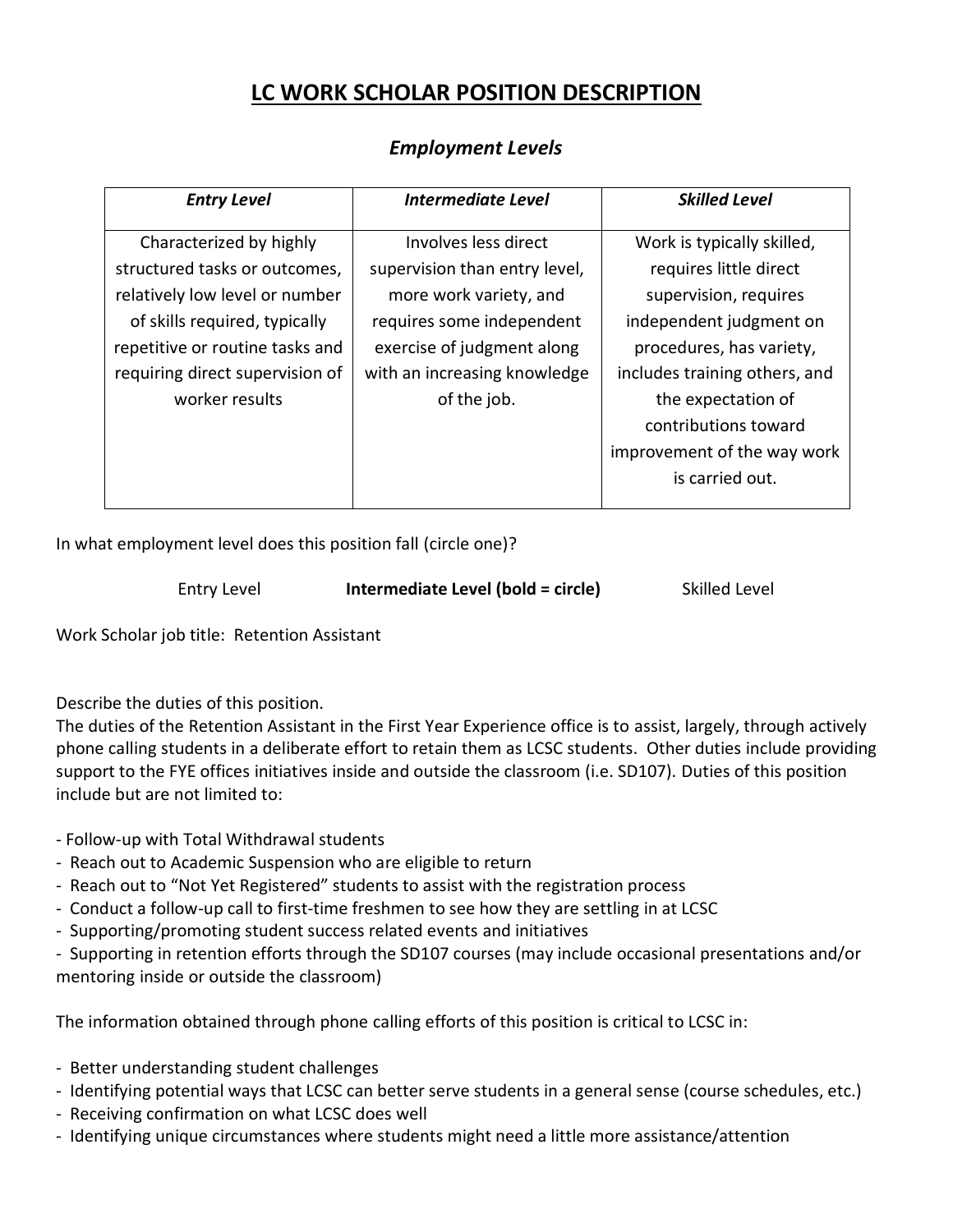# LC WORK SCHOLAR POSITION DESCRIPTION

## *Employment Levels*

| ***Entry Level*** | ***Intermediate Level*** | ***Skilled Level*** |
|---|---|---|
| Characterized by highly structured tasks or outcomes, relatively low level or number of skills required, typically repetitive or routine tasks and requiring direct supervision of worker results | Involves less direct supervision than entry level, more work variety, and requires some independent exercise of judgment along with an increasing knowledge of the job. | Work is typically skilled, requires little direct supervision, requires independent judgment on procedures, has variety, includes training others, and the expectation of contributions toward improvement of the way work is carried out. |

In what employment level does this position fall (circle one)?

Entry Level **Intermediate Level (bold = circle)** Skilled Level

Work Scholar job title: Retention Assistant

Describe the duties of this position.

The duties of the Retention Assistant in the First Year Experience office is to assist, largely, through actively phone calling students in a deliberate effort to retain them as LCSC students. Other duties include providing support to the FYE offices initiatives inside and outside the classroom (i.e. SD107). Duties of this position include but are not limited to:

- Follow-up with Total Withdrawal students
- Reach out to Academic Suspension who are eligible to return
- Reach out to "Not Yet Registered" students to assist with the registration process
- Conduct a follow-up call to first-time freshmen to see how they are settling in at LCSC
- Supporting/promoting student success related events and initiatives
- Supporting in retention efforts through the SD107 courses (may include occasional presentations and/or mentoring inside or outside the classroom)

The information obtained through phone calling efforts of this position is critical to LCSC in:

- Better understanding student challenges
- Identifying potential ways that LCSC can better serve students in a general sense (course schedules, etc.)
- Receiving confirmation on what LCSC does well
- Identifying unique circumstances where students might need a little more assistance/attention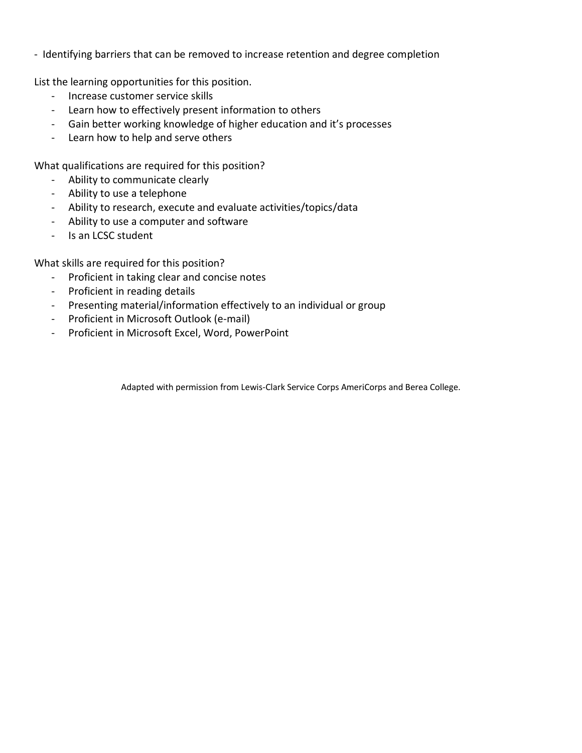- Identifying barriers that can be removed to increase retention and degree completion

List the learning opportunities for this position.

- Increase customer service skills
- Learn how to effectively present information to others
- Gain better working knowledge of higher education and it's processes
- Learn how to help and serve others

What qualifications are required for this position?

- Ability to communicate clearly
- Ability to use a telephone
- Ability to research, execute and evaluate activities/topics/data
- Ability to use a computer and software
- Is an LCSC student

What skills are required for this position?

- Proficient in taking clear and concise notes
- Proficient in reading details
- Presenting material/information effectively to an individual or group
- Proficient in Microsoft Outlook (e-mail)
- Proficient in Microsoft Excel, Word, PowerPoint

Adapted with permission from Lewis-Clark Service Corps AmeriCorps and Berea College.